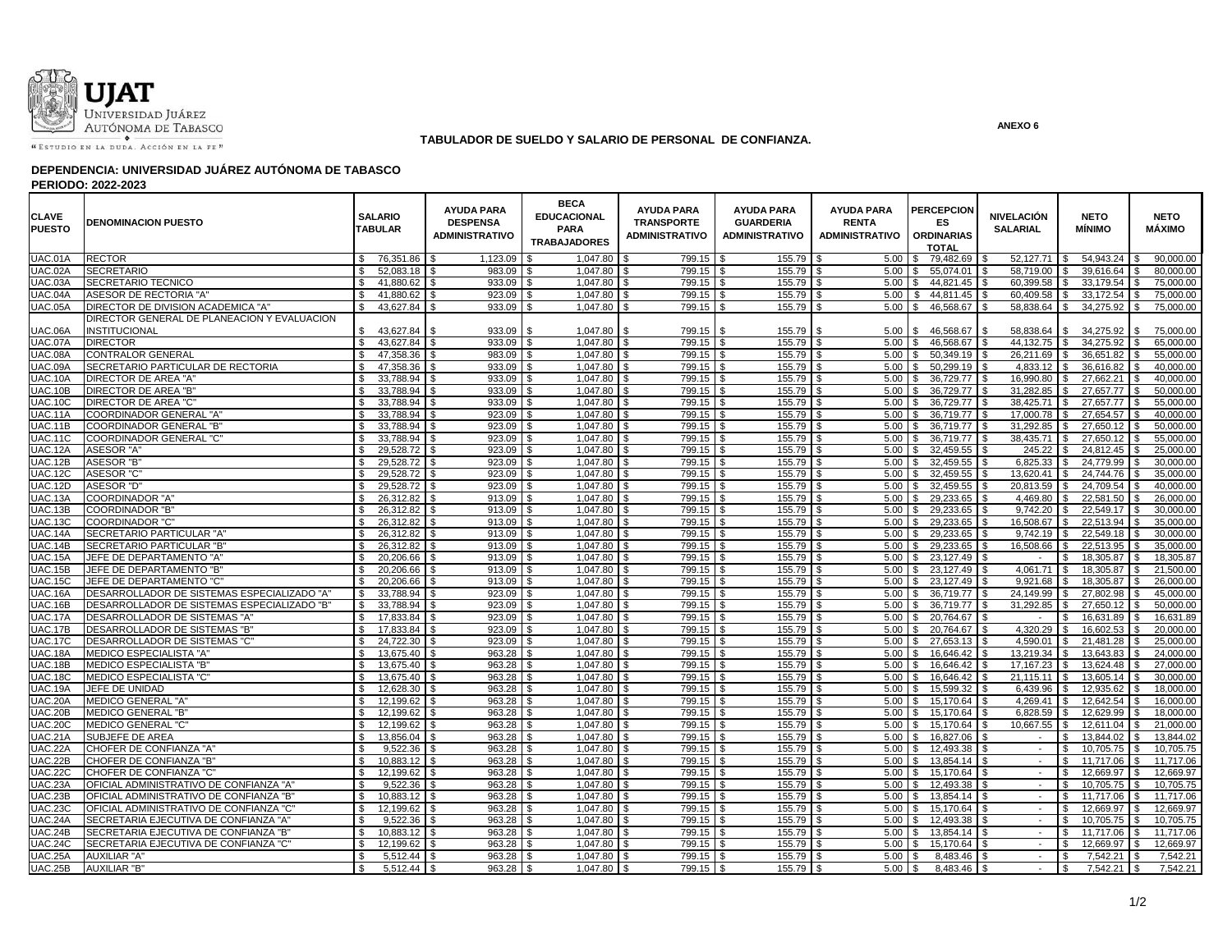UJAT
Universidad Juárez Autónoma de Tabasco
"Estudio en la duda. Acción en la fe"

ANEXO 6

**TABULADOR DE SUELDO Y SALARIO DE PERSONAL DE CONFIANZA.**

**DEPENDENCIA: UNIVERSIDAD JUÁREZ AUTÓNOMA DE TABASCO**
**PERIODO: 2022-2023**

| CLAVE PUESTO | DENOMINACION PUESTO | SALARIO TABULAR | AYUDA PARA DESPENSA ADMINISTRATIVO | BECA EDUCACIONAL PARA TRABAJADORES | AYUDA PARA TRANSPORTE ADMINISTRATIVO | AYUDA PARA GUARDERIA ADMINISTRATIVO | AYUDA PARA RENTA ADMINISTRATIVO | PERCEPCIONES ORDINARIAS TOTAL | NIVELACIÓN SALARIAL | NETO MÍNIMO | NETO MÁXIMO |
|---|---|---|---|---|---|---|---|---|---|---|---|
| UAC.01A | RECTOR | $ 76,351.86 | $ 1,123.09 | $ 1,047.80 | $ 799.15 | $ 155.79 | $ 5.00 | $ 79,482.69 | $ 52,127.71 | $ 54,943.24 | $ 90,000.00 |
| UAC.02A | SECRETARIO | $ 52,083.18 | $ 983.09 | $ 1,047.80 | $ 799.15 | $ 155.79 | $ 5.00 | $ 55,074.01 | $ 58,719.00 | $ 39,616.64 | $ 80,000.00 |
| UAC.03A | SECRETARIO TECNICO | $ 41,880.62 | $ 933.09 | $ 1,047.80 | $ 799.15 | $ 155.79 | $ 5.00 | $ 44,821.45 | $ 60,399.58 | $ 33,179.54 | $ 75,000.00 |
| UAC.04A | ASESOR DE RECTORIA "A" | $ 41,880.62 | $ 923.09 | $ 1,047.80 | $ 799.15 | $ 155.79 | $ 5.00 | $ 44,811.45 | $ 60,409.58 | $ 33,172.54 | $ 75,000.00 |
| UAC.05A | DIRECTOR DE DIVISION ACADEMICA "A" | $ 43,627.84 | $ 933.09 | $ 1,047.80 | $ 799.15 | $ 155.79 | $ 5.00 | $ 46,568.67 | $ 58,838.64 | $ 34,275.92 | $ 75,000.00 |
| UAC.06A | DIRECTOR GENERAL DE PLANEACION Y EVALUACION INSTITUCIONAL | $ 43,627.84 | $ 933.09 | $ 1,047.80 | $ 799.15 | $ 155.79 | $ 5.00 | $ 46,568.67 | $ 58,838.64 | $ 34,275.92 | $ 75,000.00 |
| UAC.07A | DIRECTOR | $ 43,627.84 | $ 933.09 | $ 1,047.80 | $ 799.15 | $ 155.79 | $ 5.00 | $ 46,568.67 | $ 44,132.75 | $ 34,275.92 | $ 65,000.00 |
| UAC.08A | CONTRALOR GENERAL | $ 47,358.36 | $ 983.09 | $ 1,047.80 | $ 799.15 | $ 155.79 | $ 5.00 | $ 50,349.19 | $ 26,211.69 | $ 36,651.82 | $ 55,000.00 |
| UAC.09A | SECRETARIO PARTICULAR DE RECTORIA | $ 47,358.36 | $ 933.09 | $ 1,047.80 | $ 799.15 | $ 155.79 | $ 5.00 | $ 50,299.19 | $ 4,833.12 | $ 36,616.82 | $ 40,000.00 |
| UAC.10A | DIRECTOR DE AREA "A" | $ 33,788.94 | $ 933.09 | $ 1,047.80 | $ 799.15 | $ 155.79 | $ 5.00 | $ 36,729.77 | $ 16,990.80 | $ 27,662.21 | $ 40,000.00 |
| UAC.10B | DIRECTOR DE AREA "B" | $ 33,788.94 | $ 933.09 | $ 1,047.80 | $ 799.15 | $ 155.79 | $ 5.00 | $ 36,729.77 | $ 31,282.85 | $ 27,657.77 | $ 50,000.00 |
| UAC.10C | DIRECTOR DE AREA "C" | $ 33,788.94 | $ 933.09 | $ 1,047.80 | $ 799.15 | $ 155.79 | $ 5.00 | $ 36,729.77 | $ 38,425.71 | $ 27,657.77 | $ 55,000.00 |
| UAC.11A | COORDINADOR GENERAL "A" | $ 33,788.94 | $ 923.09 | $ 1,047.80 | $ 799.15 | $ 155.79 | $ 5.00 | $ 36,719.77 | $ 17,000.78 | $ 27,654.57 | $ 40,000.00 |
| UAC.11B | COORDINADOR GENERAL "B" | $ 33,788.94 | $ 923.09 | $ 1,047.80 | $ 799.15 | $ 155.79 | $ 5.00 | $ 36,719.77 | $ 31,292.85 | $ 27,650.12 | $ 50,000.00 |
| UAC.11C | COORDINADOR GENERAL "C" | $ 33,788.94 | $ 923.09 | $ 1,047.80 | $ 799.15 | $ 155.79 | $ 5.00 | $ 36,719.77 | $ 38,435.71 | $ 27,650.12 | $ 55,000.00 |
| UAC.12A | ASESOR "A" | $ 29,528.72 | $ 923.09 | $ 1,047.80 | $ 799.15 | $ 155.79 | $ 5.00 | $ 32,459.55 | $ 245.22 | $ 24,812.45 | $ 25,000.00 |
| UAC.12B | ASESOR "B" | $ 29,528.72 | $ 923.09 | $ 1,047.80 | $ 799.15 | $ 155.79 | $ 5.00 | $ 32,459.55 | $ 6,825.33 | $ 24,779.99 | $ 30,000.00 |
| UAC.12C | ASESOR "C" | $ 29,528.72 | $ 923.09 | $ 1,047.80 | $ 799.15 | $ 155.79 | $ 5.00 | $ 32,459.55 | $ 13,620.41 | $ 24,744.76 | $ 35,000.00 |
| UAC.12D | ASESOR "D" | $ 29,528.72 | $ 923.09 | $ 1,047.80 | $ 799.15 | $ 155.79 | $ 5.00 | $ 32,459.55 | $ 20,813.59 | $ 24,709.54 | $ 40,000.00 |
| UAC.13A | COORDINADOR "A" | $ 26,312.82 | $ 913.09 | $ 1,047.80 | $ 799.15 | $ 155.79 | $ 5.00 | $ 29,233.65 | $ 4,469.80 | $ 22,581.50 | $ 26,000.00 |
| UAC.13B | COORDINADOR "B" | $ 26,312.82 | $ 913.09 | $ 1,047.80 | $ 799.15 | $ 155.79 | $ 5.00 | $ 29,233.65 | $ 9,742.20 | $ 22,549.17 | $ 30,000.00 |
| UAC.13C | COORDINADOR "C" | $ 26,312.82 | $ 913.09 | $ 1,047.80 | $ 799.15 | $ 155.79 | $ 5.00 | $ 29,233.65 | $ 16,508.67 | $ 22,513.94 | $ 35,000.00 |
| UAC.14A | SECRETARIO PARTICULAR "A" | $ 26,312.82 | $ 913.09 | $ 1,047.80 | $ 799.15 | $ 155.79 | $ 5.00 | $ 29,233.65 | $ 9,742.19 | $ 22,549.18 | $ 30,000.00 |
| UAC.14B | SECRETARIO PARTICULAR "B" | $ 26,312.82 | $ 913.09 | $ 1,047.80 | $ 799.15 | $ 155.79 | $ 5.00 | $ 29,233.65 | $ 16,508.66 | $ 22,513.95 | $ 35,000.00 |
| UAC.15A | JEFE DE DEPARTAMENTO "A" | $ 20,206.66 | $ 913.09 | $ 1,047.80 | $ 799.15 | $ 155.79 | $ 5.00 | $ 23,127.49 | $ - | $ 18,305.87 | $ 18,305.87 |
| UAC.15B | JEFE DE DEPARTAMENTO "B" | $ 20,206.66 | $ 913.09 | $ 1,047.80 | $ 799.15 | $ 155.79 | $ 5.00 | $ 23,127.49 | $ 4,061.71 | $ 18,305.87 | $ 21,500.00 |
| UAC.15C | JEFE DE DEPARTAMENTO "C" | $ 20,206.66 | $ 913.09 | $ 1,047.80 | $ 799.15 | $ 155.79 | $ 5.00 | $ 23,127.49 | $ 9,921.68 | $ 18,305.87 | $ 26,000.00 |
| UAC.16A | DESARROLLADOR DE SISTEMAS ESPECIALIZADO "A" | $ 33,788.94 | $ 923.09 | $ 1,047.80 | $ 799.15 | $ 155.79 | $ 5.00 | $ 36,719.77 | $ 24,149.99 | $ 27,802.98 | $ 45,000.00 |
| UAC.16B | DESARROLLADOR DE SISTEMAS ESPECIALIZADO "B" | $ 33,788.94 | $ 923.09 | $ 1,047.80 | $ 799.15 | $ 155.79 | $ 5.00 | $ 36,719.77 | $ 31,292.85 | $ 27,650.12 | $ 50,000.00 |
| UAC.17A | DESARROLLADOR DE SISTEMAS "A" | $ 17,833.84 | $ 923.09 | $ 1,047.80 | $ 799.15 | $ 155.79 | $ 5.00 | $ 20,764.67 | $ - | $ 16,631.89 | $ 16,631.89 |
| UAC.17B | DESARROLLADOR DE SISTEMAS "B" | $ 17,833.84 | $ 923.09 | $ 1,047.80 | $ 799.15 | $ 155.79 | $ 5.00 | $ 20,764.67 | $ 4,320.29 | $ 16,602.53 | $ 20,000.00 |
| UAC.17C | DESARROLLADOR DE SISTEMAS "C" | $ 24,722.30 | $ 923.09 | $ 1,047.80 | $ 799.15 | $ 155.79 | $ 5.00 | $ 27,653.13 | $ 4,590.01 | $ 21,481.28 | $ 25,000.00 |
| UAC.18A | MEDICO ESPECIALISTA "A" | $ 13,675.40 | $ 963.28 | $ 1,047.80 | $ 799.15 | $ 155.79 | $ 5.00 | $ 16,646.42 | $ 13,219.34 | $ 13,643.83 | $ 24,000.00 |
| UAC.18B | MEDICO ESPECIALISTA "B" | $ 13,675.40 | $ 963.28 | $ 1,047.80 | $ 799.15 | $ 155.79 | $ 5.00 | $ 16,646.42 | $ 17,167.23 | $ 13,624.48 | $ 27,000.00 |
| UAC.18C | MEDICO ESPECIALISTA "C" | $ 13,675.40 | $ 963.28 | $ 1,047.80 | $ 799.15 | $ 155.79 | $ 5.00 | $ 16,646.42 | $ 21,115.11 | $ 13,605.14 | $ 30,000.00 |
| UAC.19A | JEFE DE UNIDAD | $ 12,628.30 | $ 963.28 | $ 1,047.80 | $ 799.15 | $ 155.79 | $ 5.00 | $ 15,599.32 | $ 6,439.96 | $ 12,935.62 | $ 18,000.00 |
| UAC.20A | MEDICO GENERAL "A" | $ 12,199.62 | $ 963.28 | $ 1,047.80 | $ 799.15 | $ 155.79 | $ 5.00 | $ 15,170.64 | $ 4,269.41 | $ 12,642.54 | $ 16,000.00 |
| UAC.20B | MEDICO GENERAL "B" | $ 12,199.62 | $ 963.28 | $ 1,047.80 | $ 799.15 | $ 155.79 | $ 5.00 | $ 15,170.64 | $ 6,828.59 | $ 12,629.99 | $ 18,000.00 |
| UAC.20C | MEDICO GENERAL "C" | $ 12,199.62 | $ 963.28 | $ 1,047.80 | $ 799.15 | $ 155.79 | $ 5.00 | $ 15,170.64 | $ 10,667.55 | $ 12,611.04 | $ 21,000.00 |
| UAC.21A | SUBJEFE DE AREA | $ 13,856.04 | $ 963.28 | $ 1,047.80 | $ 799.15 | $ 155.79 | $ 5.00 | $ 16,827.06 | $ - | $ 13,844.02 | $ 13,844.02 |
| UAC.22A | CHOFER DE CONFIANZA "A" | $ 9,522.36 | $ 963.28 | $ 1,047.80 | $ 799.15 | $ 155.79 | $ 5.00 | $ 12,493.38 | $ - | $ 10,705.75 | $ 10,705.75 |
| UAC.22B | CHOFER DE CONFIANZA "B" | $ 10,883.12 | $ 963.28 | $ 1,047.80 | $ 799.15 | $ 155.79 | $ 5.00 | $ 13,854.14 | $ - | $ 11,717.06 | $ 11,717.06 |
| UAC.22C | CHOFER DE CONFIANZA "C" | $ 12,199.62 | $ 963.28 | $ 1,047.80 | $ 799.15 | $ 155.79 | $ 5.00 | $ 15,170.64 | $ - | $ 12,669.97 | $ 12,669.97 |
| UAC.23A | OFICIAL ADMINISTRATIVO DE CONFIANZA "A" | $ 9,522.36 | $ 963.28 | $ 1,047.80 | $ 799.15 | $ 155.79 | $ 5.00 | $ 12,493.38 | $ - | $ 10,705.75 | $ 10,705.75 |
| UAC.23B | OFICIAL ADMINISTRATIVO DE CONFIANZA "B" | $ 10,883.12 | $ 963.28 | $ 1,047.80 | $ 799.15 | $ 155.79 | $ 5.00 | $ 13,854.14 | $ - | $ 11,717.06 | $ 11,717.06 |
| UAC.23C | OFICIAL ADMINISTRATIVO DE CONFIANZA "C" | $ 12,199.62 | $ 963.28 | $ 1,047.80 | $ 799.15 | $ 155.79 | $ 5.00 | $ 15,170.64 | $ - | $ 12,669.97 | $ 12,669.97 |
| UAC.24A | SECRETARIA EJECUTIVA DE CONFIANZA "A" | $ 9,522.36 | $ 963.28 | $ 1,047.80 | $ 799.15 | $ 155.79 | $ 5.00 | $ 12,493.38 | $ - | $ 10,705.75 | $ 10,705.75 |
| UAC.24B | SECRETARIA EJECUTIVA DE CONFIANZA "B" | $ 10,883.12 | $ 963.28 | $ 1,047.80 | $ 799.15 | $ 155.79 | $ 5.00 | $ 13,854.14 | $ - | $ 11,717.06 | $ 11,717.06 |
| UAC.24C | SECRETARIA EJECUTIVA DE CONFIANZA "C" | $ 12,199.62 | $ 963.28 | $ 1,047.80 | $ 799.15 | $ 155.79 | $ 5.00 | $ 15,170.64 | $ - | $ 12,669.97 | $ 12,669.97 |
| UAC.25A | AUXILIAR "A" | $ 5,512.44 | $ 963.28 | $ 1,047.80 | $ 799.15 | $ 155.79 | $ 5.00 | $ 8,483.46 | $ - | $ 7,542.21 | $ 7,542.21 |
| UAC.25B | AUXILIAR "B" | $ 5,512.44 | $ 963.28 | $ 1,047.80 | $ 799.15 | $ 155.79 | $ 5.00 | $ 8,483.46 | $ - | $ 7,542.21 | $ 7,542.21 |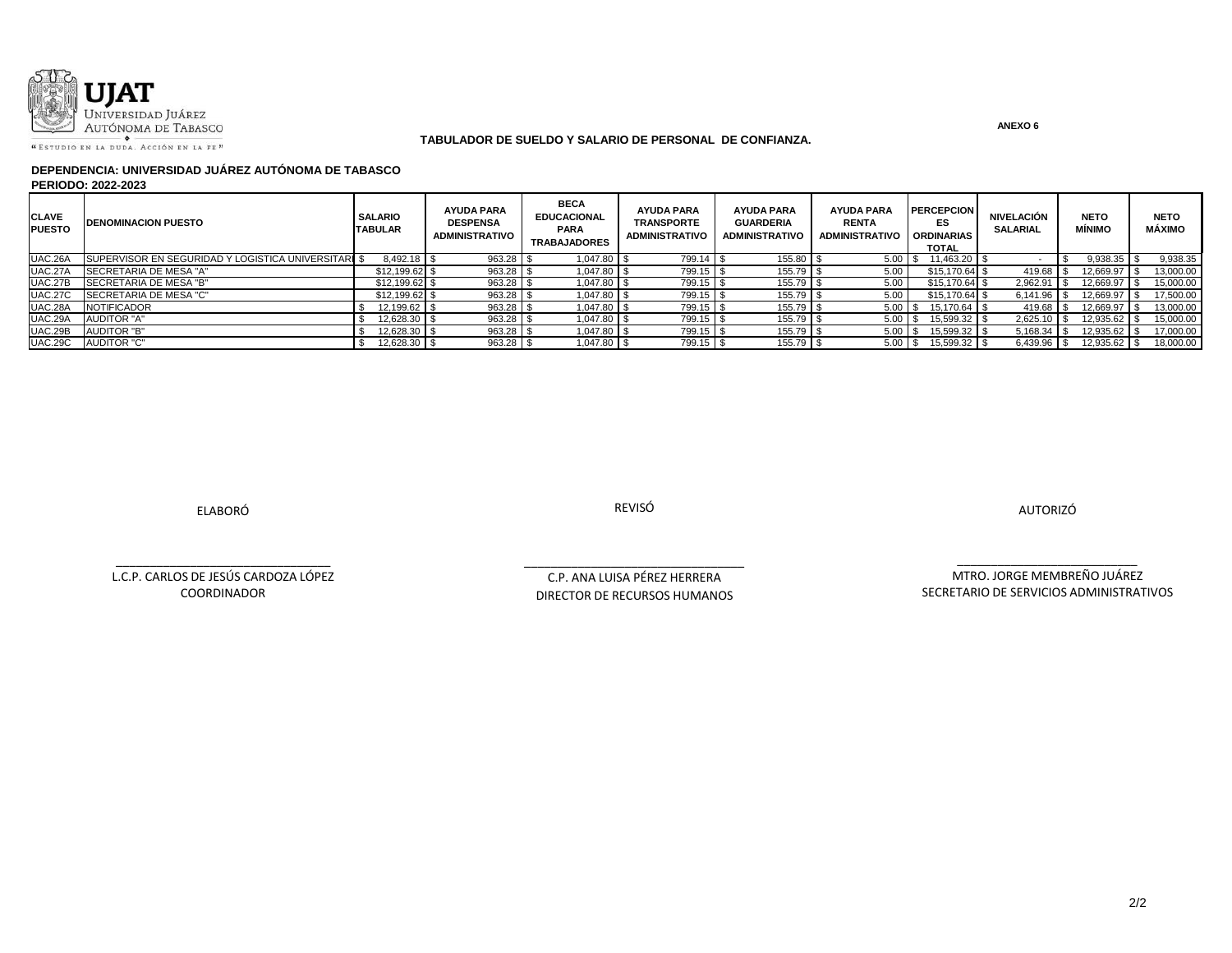UJAT
Universidad Juárez
Autónoma de Tabasco
"Estudio en la duda. Acción en la fe"

**ANEXO 6**

**TABULADOR DE SUELDO Y SALARIO DE PERSONAL DE CONFIANZA.**

**DEPENDENCIA: UNIVERSIDAD JUÁREZ AUTÓNOMA DE TABASCO**
**PERIODO: 2022-2023**

| CLAVE PUESTO | DENOMINACION PUESTO | SALARIO TABULAR | AYUDA PARA DESPENSA ADMINISTRATIVO | BECA EDUCACIONAL PARA TRABAJADORES | AYUDA PARA TRANSPORTE ADMINISTRATIVO | AYUDA PARA GUARDERIA ADMINISTRATIVO | AYUDA PARA RENTA ADMINISTRATIVO | PERCEPCIONES ORDINARIAS TOTAL | NIVELACIÓN SALARIAL | NETO MÍNIMO | NETO MÁXIMO |
|---|---|---|---|---|---|---|---|---|---|---|---|
| UAC.26A | SUPERVISOR EN SEGURIDAD Y LOGISTICA UNIVERSITARI | $ 8,492.18 | $ 963.28 | $ 1,047.80 | $ 799.14 | $ 155.80 | $ 5.00 | $ 11,463.20 | $ - | $ 9,938.35 | $ 9,938.35 |
| UAC.27A | SECRETARIA DE MESA "A" | $12,199.62 | $ 963.28 | $ 1,047.80 | $ 799.15 | $ 155.79 | $ 5.00 | $15,170.64 | $ 419.68 | $ 12,669.97 | $ 13,000.00 |
| UAC.27B | SECRETARIA DE MESA "B" | $12,199.62 | $ 963.28 | $ 1,047.80 | $ 799.15 | $ 155.79 | $ 5.00 | $15,170.64 | $ 2,962.91 | $ 12,669.97 | $ 15,000.00 |
| UAC.27C | SECRETARIA DE MESA "C" | $12,199.62 | $ 963.28 | $ 1,047.80 | $ 799.15 | $ 155.79 | $ 5.00 | $15,170.64 | $ 6,141.96 | $ 12,669.97 | $ 17,500.00 |
| UAC.28A | NOTIFICADOR | $ 12,199.62 | $ 963.28 | $ 1,047.80 | $ 799.15 | $ 155.79 | $ 5.00 | $ 15,170.64 | $ 419.68 | $ 12,669.97 | $ 13,000.00 |
| UAC.29A | AUDITOR "A" | $ 12,628.30 | $ 963.28 | $ 1,047.80 | $ 799.15 | $ 155.79 | $ 5.00 | $ 15,599.32 | $ 2,625.10 | $ 12,935.62 | $ 15,000.00 |
| UAC.29B | AUDITOR "B" | $ 12,628.30 | $ 963.28 | $ 1,047.80 | $ 799.15 | $ 155.79 | $ 5.00 | $ 15,599.32 | $ 5,168.34 | $ 12,935.62 | $ 17,000.00 |
| UAC.29C | AUDITOR "C" | $ 12,628.30 | $ 963.28 | $ 1,047.80 | $ 799.15 | $ 155.79 | $ 5.00 | $ 15,599.32 | $ 6,439.96 | $ 12,935.62 | $ 18,000.00 |

ELABORÓ

\_\_\_\_\_\_\_\_\_\_\_\_\_\_\_\_\_\_\_\_\_\_\_\_\_\_\_\_\_\_\_\_
L.C.P. CARLOS DE JESÚS CARDOZA LÓPEZ
COORDINADOR

REVISÓ

\_\_\_\_\_\_\_\_\_\_\_\_\_\_\_\_\_\_\_\_\_\_\_\_\_\_\_\_\_\_\_\_
C.P. ANA LUISA PÉREZ HERRERA
DIRECTOR DE RECURSOS HUMANOS

AUTORIZÓ

\_\_\_\_\_\_\_\_\_\_\_\_\_\_\_\_\_\_\_\_\_\_\_\_\_\_\_\_\_\_\_\_
MTRO. JORGE MEMBREÑO JUÁREZ
SECRETARIO DE SERVICIOS ADMINISTRATIVOS